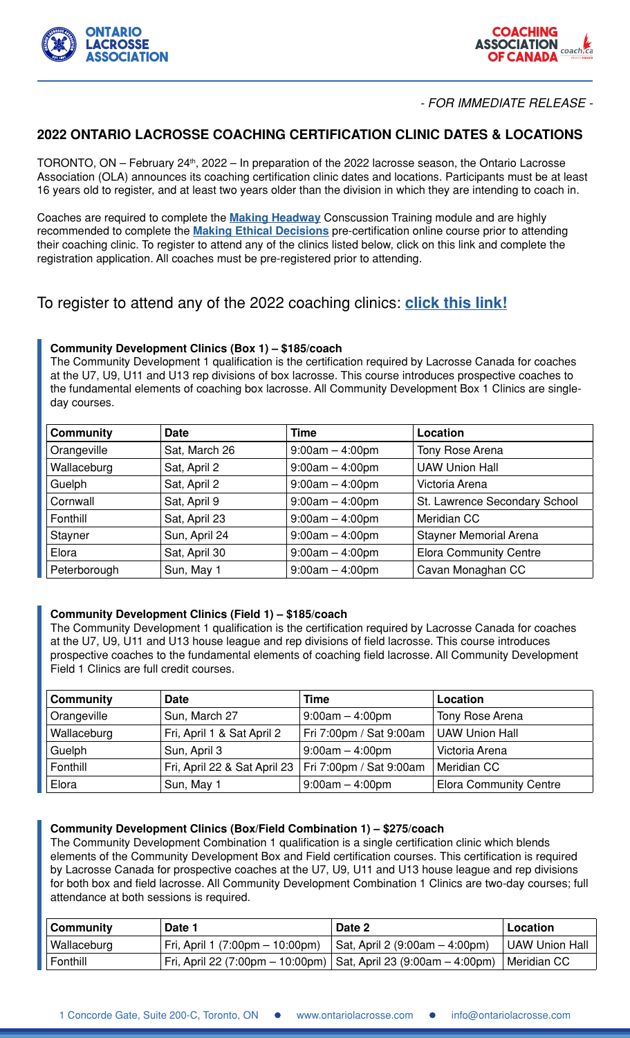*- FOR IMMEDIATE RELEASE -*

## 2022 ONTARIO LACROSSE COACHING CERTIFICATION CLINIC DATES & LOCATIONS

TORONTO, ON – February 24th, 2022 – In preparation of the 2022 lacrosse season, the Ontario Lacrosse Association (OLA) announces its coaching certification clinic dates and locations. Participants must be at least 16 years old to register, and at least two years older than the division in which they are intending to coach in.

Coaches are required to complete the **Making Headway** Conscussion Training module and are highly recommended to complete the **Making Ethical Decisions** pre-certification online course prior to attending their coaching clinic. To register to attend any of the clinics listed below, click on this link and complete the registration application. All coaches must be pre-registered prior to attending.

## To register to attend any of the 2022 coaching clinics: **click this link!**

### Community Development Clinics (Box 1) – $185/coach

The Community Development 1 qualification is the certification required by Lacrosse Canada for coaches at the U7, U9, U11 and U13 rep divisions of box lacrosse. This course introduces prospective coaches to the fundamental elements of coaching box lacrosse. All Community Development Box 1 Clinics are single-day courses.

| Community | Date | Time | Location |
|---|---|---|---|
| Orangeville | Sat, March 26 | 9:00am – 4:00pm | Tony Rose Arena |
| Wallaceburg | Sat, April 2 | 9:00am – 4:00pm | UAW Union Hall |
| Guelph | Sat, April 2 | 9:00am – 4:00pm | Victoria Arena |
| Cornwall | Sat, April 9 | 9:00am – 4:00pm | St. Lawrence Secondary School |
| Fonthill | Sat, April 23 | 9:00am – 4:00pm | Meridian CC |
| Stayner | Sun, April 24 | 9:00am – 4:00pm | Stayner Memorial Arena |
| Elora | Sat, April 30 | 9:00am – 4:00pm | Elora Community Centre |
| Peterborough | Sun, May 1 | 9:00am – 4:00pm | Cavan Monaghan CC |

### Community Development Clinics (Field 1) – $185/coach

The Community Development 1 qualification is the certification required by Lacrosse Canada for coaches at the U7, U9, U11 and U13 house league and rep divisions of field lacrosse. This course introduces prospective coaches to the fundamental elements of coaching field lacrosse. All Community Development Field 1 Clinics are full credit courses.

| Community | Date | Time | Location |
|---|---|---|---|
| Orangeville | Sun, March 27 | 9:00am – 4:00pm | Tony Rose Arena |
| Wallaceburg | Fri, April 1 & Sat April 2 | Fri 7:00pm / Sat 9:00am | UAW Union Hall |
| Guelph | Sun, April 3 | 9:00am – 4:00pm | Victoria Arena |
| Fonthill | Fri, April 22 & Sat April 23 | Fri 7:00pm / Sat 9:00am | Meridian CC |
| Elora | Sun, May 1 | 9:00am – 4:00pm | Elora Community Centre |

### Community Development Clinics (Box/Field Combination 1) – $275/coach

The Community Development Combination 1 qualification is a single certification clinic which blends elements of the Community Development Box and Field certification courses. This certification is required by Lacrosse Canada for prospective coaches at the U7, U9, U11 and U13 house league and rep divisions for both box and field lacrosse. All Community Development Combination 1 Clinics are two-day courses; full attendance at both sessions is required.

| Community | Date 1 | Date 2 | Location |
|---|---|---|---|
| Wallaceburg | Fri, April 1 (7:00pm – 10:00pm) | Sat, April 2 (9:00am – 4:00pm) | UAW Union Hall |
| Fonthill | Fri, April 22 (7:00pm – 10:00pm) | Sat, April 23 (9:00am – 4:00pm) | Meridian CC |

1 Concorde Gate, Suite 200-C, Toronto, ON • www.ontariolacrosse.com • info@ontariolacrosse.com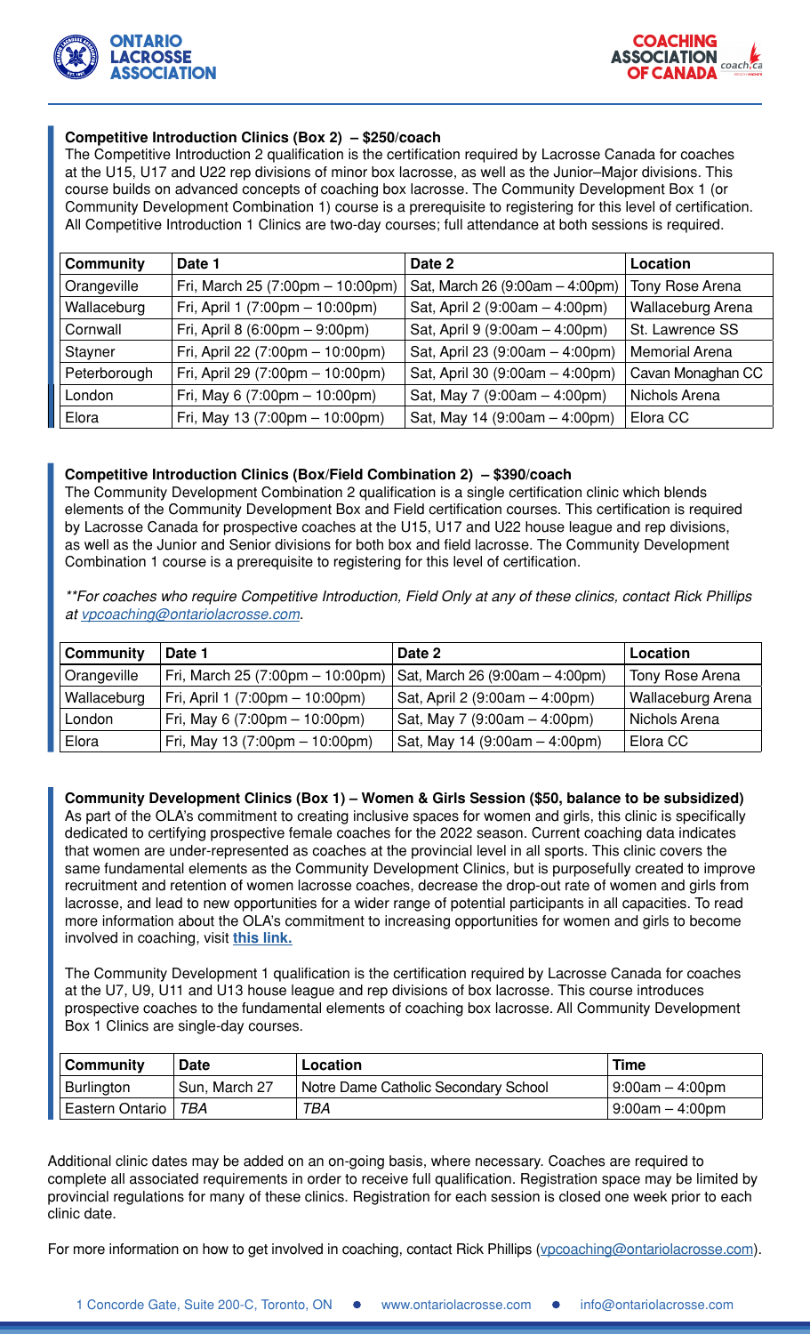### Competitive Introduction Clinics (Box 2) – $250/coach

The Competitive Introduction 2 qualification is the certification required by Lacrosse Canada for coaches at the U15, U17 and U22 rep divisions of minor box lacrosse, as well as the Junior–Major divisions. This course builds on advanced concepts of coaching box lacrosse. The Community Development Box 1 (or Community Development Combination 1) course is a prerequisite to registering for this level of certification. All Competitive Introduction 1 Clinics are two-day courses; full attendance at both sessions is required.

| Community | Date 1 | Date 2 | Location |
|---|---|---|---|
| Orangeville | Fri, March 25 (7:00pm – 10:00pm) | Sat, March 26 (9:00am – 4:00pm) | Tony Rose Arena |
| Wallaceburg | Fri, April 1 (7:00pm – 10:00pm) | Sat, April 2 (9:00am – 4:00pm) | Wallaceburg Arena |
| Cornwall | Fri, April 8 (6:00pm – 9:00pm) | Sat, April 9 (9:00am – 4:00pm) | St. Lawrence SS |
| Stayner | Fri, April 22 (7:00pm – 10:00pm) | Sat, April 23 (9:00am – 4:00pm) | Memorial Arena |
| Peterborough | Fri, April 29 (7:00pm – 10:00pm) | Sat, April 30 (9:00am – 4:00pm) | Cavan Monaghan CC |
| London | Fri, May 6 (7:00pm – 10:00pm) | Sat, May 7 (9:00am – 4:00pm) | Nichols Arena |
| Elora | Fri, May 13 (7:00pm – 10:00pm) | Sat, May 14 (9:00am – 4:00pm) | Elora CC |

### Competitive Introduction Clinics (Box/Field Combination 2) – $390/coach

The Community Development Combination 2 qualification is a single certification clinic which blends elements of the Community Development Box and Field certification courses. This certification is required by Lacrosse Canada for prospective coaches at the U15, U17 and U22 house league and rep divisions, as well as the Junior and Senior divisions for both box and field lacrosse. The Community Development Combination 1 course is a prerequisite to registering for this level of certification.

*\*\*For coaches who require Competitive Introduction, Field Only at any of these clinics, contact Rick Phillips at vpcoaching@ontariolacrosse.com.*

| Community | Date 1 | Date 2 | Location |
|---|---|---|---|
| Orangeville | Fri, March 25 (7:00pm – 10:00pm) | Sat, March 26 (9:00am – 4:00pm) | Tony Rose Arena |
| Wallaceburg | Fri, April 1 (7:00pm – 10:00pm) | Sat, April 2 (9:00am – 4:00pm) | Wallaceburg Arena |
| London | Fri, May 6 (7:00pm – 10:00pm) | Sat, May 7 (9:00am – 4:00pm) | Nichols Arena |
| Elora | Fri, May 13 (7:00pm – 10:00pm) | Sat, May 14 (9:00am – 4:00pm) | Elora CC |

### Community Development Clinics (Box 1) – Women & Girls Session ($50, balance to be subsidized)

As part of the OLA's commitment to creating inclusive spaces for women and girls, this clinic is specifically dedicated to certifying prospective female coaches for the 2022 season. Current coaching data indicates that women are under-represented as coaches at the provincial level in all sports. This clinic covers the same fundamental elements as the Community Development Clinics, but is purposefully created to improve recruitment and retention of women lacrosse coaches, decrease the drop-out rate of women and girls from lacrosse, and lead to new opportunities for a wider range of potential participants in all capacities. To read more information about the OLA's commitment to increasing opportunities for women and girls to become involved in coaching, visit **this link.**

The Community Development 1 qualification is the certification required by Lacrosse Canada for coaches at the U7, U9, U11 and U13 house league and rep divisions of box lacrosse. This course introduces prospective coaches to the fundamental elements of coaching box lacrosse. All Community Development Box 1 Clinics are single-day courses.

| Community | Date | Location | Time |
|---|---|---|---|
| Burlington | Sun, March 27 | Notre Dame Catholic Secondary School | 9:00am – 4:00pm |
| Eastern Ontario | *TBA* | *TBA* | 9:00am – 4:00pm |

Additional clinic dates may be added on an on-going basis, where necessary. Coaches are required to complete all associated requirements in order to receive full qualification. Registration space may be limited by provincial regulations for many of these clinics. Registration for each session is closed one week prior to each clinic date.

For more information on how to get involved in coaching, contact Rick Phillips (vpcoaching@ontariolacrosse.com).